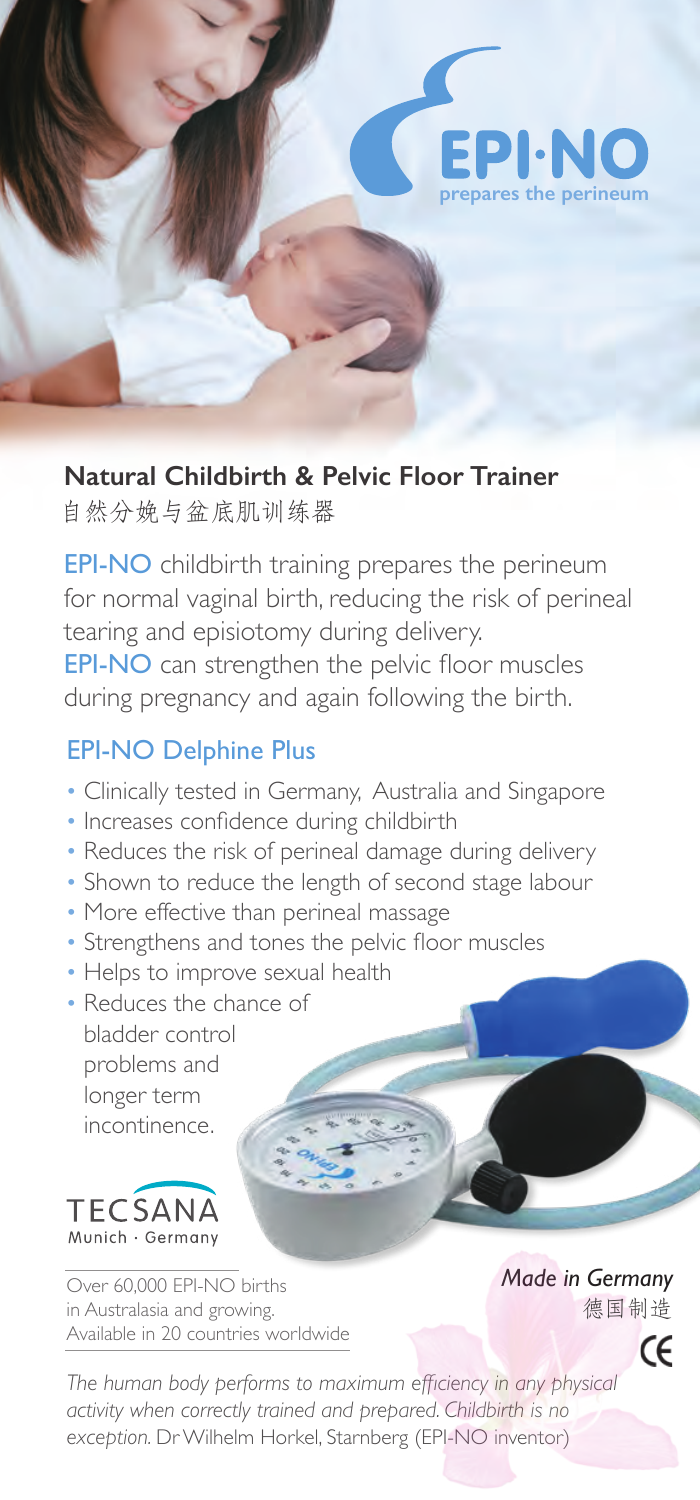EPI·NO
prepares the perineum

## Natural Childbirth & Pelvic Floor Trainer

自然分娩与盆底肌训练器

EPI-NO childbirth training prepares the perineum for normal vaginal birth, reducing the risk of perineal tearing and episiotomy during delivery.
EPI-NO can strengthen the pelvic floor muscles during pregnancy and again following the birth.

### EPI-NO Delphine Plus

- Clinically tested in Germany, Australia and Singapore
- Increases confidence during childbirth
- Reduces the risk of perineal damage during delivery
- Shown to reduce the length of second stage labour
- More effective than perineal massage
- Strengthens and tones the pelvic floor muscles
- Helps to improve sexual health
- Reduces the chance of bladder control problems and longer term incontinence.

TECSANA
Munich · Germany

Over 60,000 EPI-NO births in Australasia and growing.
Available in 20 countries worldwide

*Made in Germany*
德国制造

CE

*The human body performs to maximum efficiency in any physical activity when correctly trained and prepared. Childbirth is no exception.* Dr Wilhelm Horkel, Starnberg (EPI-NO inventor)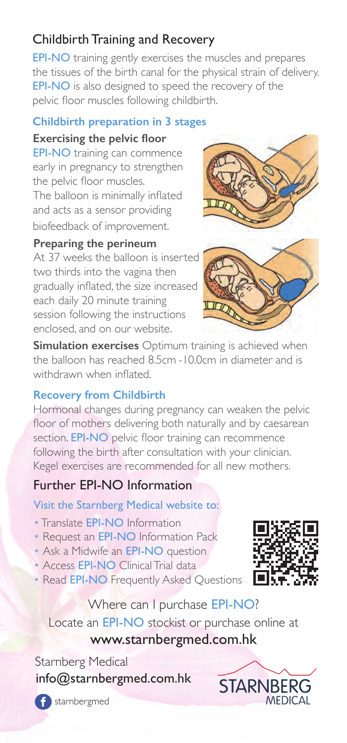## Childbirth Training and Recovery

EPI-NO training gently exercises the muscles and prepares the tissues of the birth canal for the physical strain of delivery. EPI-NO is also designed to speed the recovery of the pelvic floor muscles following childbirth.

### Childbirth preparation in 3 stages

**Exercising the pelvic floor**
EPI-NO training can commence early in pregnancy to strengthen the pelvic floor muscles. The balloon is minimally inflated and acts as a sensor providing biofeedback of improvement.

**Preparing the perineum**
At 37 weeks the balloon is inserted two thirds into the vagina then gradually inflated, the size increased each daily 20 minute training session following the instructions enclosed, and on our website.

**Simulation exercises** Optimum training is achieved when the balloon has reached 8.5cm -10.0cm in diameter and is withdrawn when inflated.

### Recovery from Childbirth

Hormonal changes during pregnancy can weaken the pelvic floor of mothers delivering both naturally and by caesarean section. EPI-NO pelvic floor training can recommence following the birth after consultation with your clinician. Kegel exercises are recommended for all new mothers.

## Further EPI-NO Information

Visit the Starnberg Medical website to:

- Translate EPI-NO Information
- Request an EPI-NO Information Pack
- Ask a Midwife an EPI-NO question
- Access EPI-NO Clinical Trial data
- Read EPI-NO Frequently Asked Questions

Where can I purchase EPI-NO?

Locate an EPI-NO stockist or purchase online at

www.starnbergmed.com.hk

Starnberg Medical
info@starnbergmed.com.hk

STARNBERG MEDICAL

starnbergmed